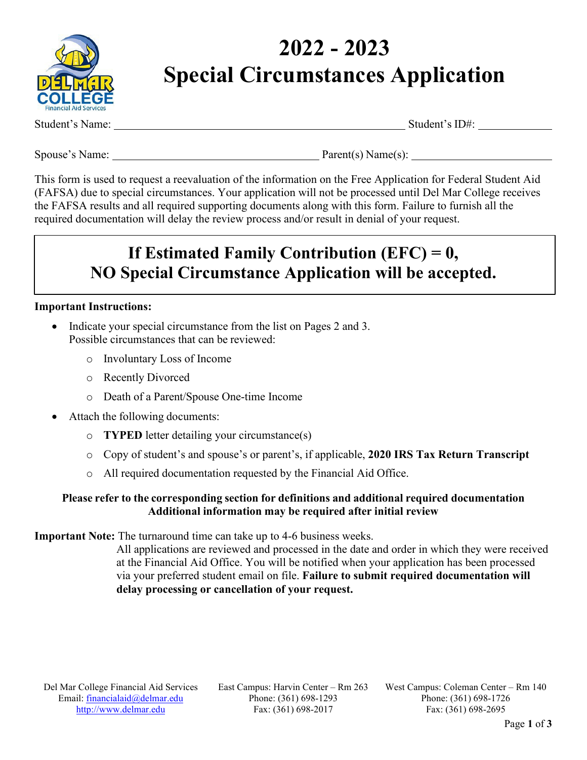# 2022 - 2023 Special Circumstances Application

Student's Name: ______________________________ Student's ID#: ____________

Spouse's Name: ______________________________ Parent(s) Name(s): ______________________________

This form is used to request a reevaluation of the information on the Free Application for Federal Student Aid (FAFSA) due to special circumstances. Your application will not be processed until Del Mar College receives the FAFSA results and all required supporting documents along with this form. Failure to furnish all the required documentation will delay the review process and/or result in denial of your request.

## If Estimated Family Contribution (EFC) = 0, NO Special Circumstance Application will be accepted.

**Important Instructions:**

- Indicate your special circumstance from the list on Pages 2 and 3.
  Possible circumstances that can be reviewed:
  - Involuntary Loss of Income
  - Recently Divorced
  - Death of a Parent/Spouse One-time Income
- Attach the following documents:
  - **TYPED** letter detailing your circumstance(s)
  - Copy of student's and spouse's or parent's, if applicable, **2020 IRS Tax Return Transcript**
  - All required documentation requested by the Financial Aid Office.

**Please refer to the corresponding section for definitions and additional required documentation**
**Additional information may be required after initial review**

**Important Note:** The turnaround time can take up to 4-6 business weeks.
All applications are reviewed and processed in the date and order in which they were received at the Financial Aid Office. You will be notified when your application has been processed via your preferred student email on file. **Failure to submit required documentation will delay processing or cancellation of your request.**

Del Mar College Financial Aid Services
Email: financialaid@delmar.edu
http://www.delmar.edu

East Campus: Harvin Center – Rm 263
Phone: (361) 698-1293
Fax: (361) 698-2017

West Campus: Coleman Center – Rm 140
Phone: (361) 698-1726
Fax: (361) 698-2695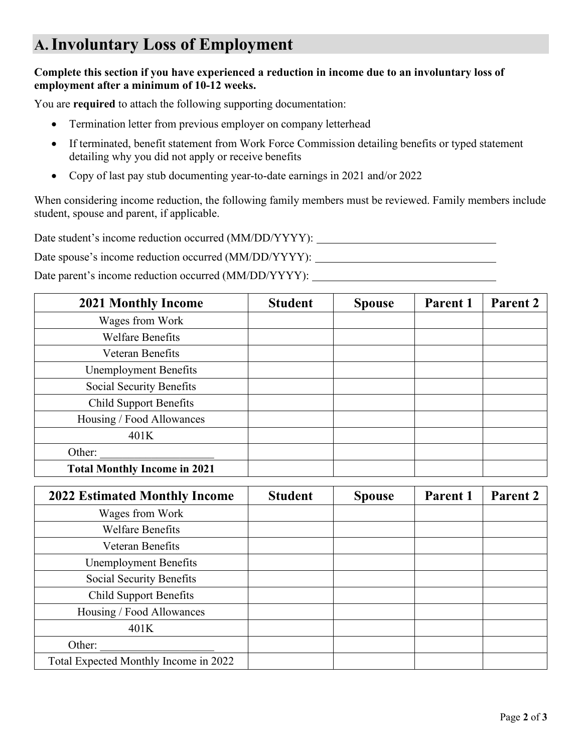## A. Involuntary Loss of Employment

**Complete this section if you have experienced a reduction in income due to an involuntary loss of employment after a minimum of 10-12 weeks.**

You are **required** to attach the following supporting documentation:

- Termination letter from previous employer on company letterhead
- If terminated, benefit statement from Work Force Commission detailing benefits or typed statement detailing why you did not apply or receive benefits
- Copy of last pay stub documenting year-to-date earnings in 2021 and/or 2022

When considering income reduction, the following family members must be reviewed. Family members include student, spouse and parent, if applicable.

Date student's income reduction occurred (MM/DD/YYYY): ______________________________

Date spouse's income reduction occurred (MM/DD/YYYY): ______________________________

Date parent's income reduction occurred (MM/DD/YYYY): ______________________________

| 2021 Monthly Income | Student | Spouse | Parent 1 | Parent 2 |
|---|---|---|---|---|
| Wages from Work | | | | |
| Welfare Benefits | | | | |
| Veteran Benefits | | | | |
| Unemployment Benefits | | | | |
| Social Security Benefits | | | | |
| Child Support Benefits | | | | |
| Housing / Food Allowances | | | | |
| 401K | | | | |
| Other: ____________________ | | | | |
| **Total Monthly Income in 2021** | | | | |

| 2022 Estimated Monthly Income | Student | Spouse | Parent 1 | Parent 2 |
|---|---|---|---|---|
| Wages from Work | | | | |
| Welfare Benefits | | | | |
| Veteran Benefits | | | | |
| Unemployment Benefits | | | | |
| Social Security Benefits | | | | |
| Child Support Benefits | | | | |
| Housing / Food Allowances | | | | |
| 401K | | | | |
| Other: ____________________ | | | | |
| Total Expected Monthly Income in 2022 | | | | |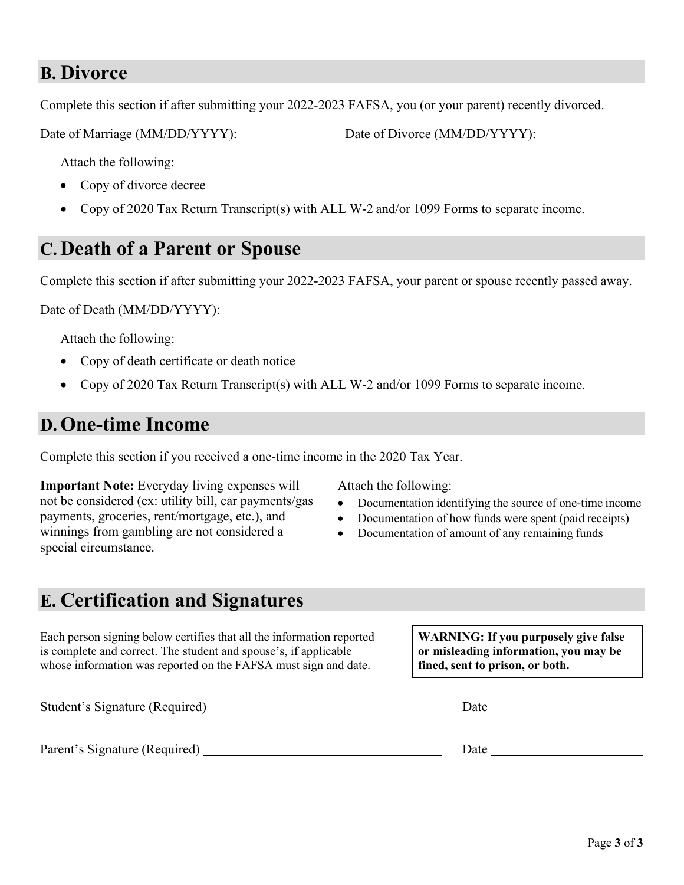## B. Divorce

Complete this section if after submitting your 2022-2023 FAFSA, you (or your parent) recently divorced.

Date of Marriage (MM/DD/YYYY): _______________ Date of Divorce (MM/DD/YYYY): _______________

Attach the following:

- Copy of divorce decree
- Copy of 2020 Tax Return Transcript(s) with ALL W-2 and/or 1099 Forms to separate income.

## C. Death of a Parent or Spouse

Complete this section if after submitting your 2022-2023 FAFSA, your parent or spouse recently passed away.

Date of Death (MM/DD/YYYY): _________________

Attach the following:

- Copy of death certificate or death notice
- Copy of 2020 Tax Return Transcript(s) with ALL W-2 and/or 1099 Forms to separate income.

## D. One-time Income

Complete this section if you received a one-time income in the 2020 Tax Year.

**Important Note:** Everyday living expenses will not be considered (ex: utility bill, car payments/gas payments, groceries, rent/mortgage, etc.), and winnings from gambling are not considered a special circumstance.

Attach the following:

- Documentation identifying the source of one-time income
- Documentation of how funds were spent (paid receipts)
- Documentation of amount of any remaining funds

## E. Certification and Signatures

Each person signing below certifies that all the information reported is complete and correct. The student and spouse's, if applicable whose information was reported on the FAFSA must sign and date.

**WARNING: If you purposely give false or misleading information, you may be fined, sent to prison, or both.**

Student's Signature (Required) ___________________________________ Date ______________________

Parent's Signature (Required) ___________________________________ Date ______________________